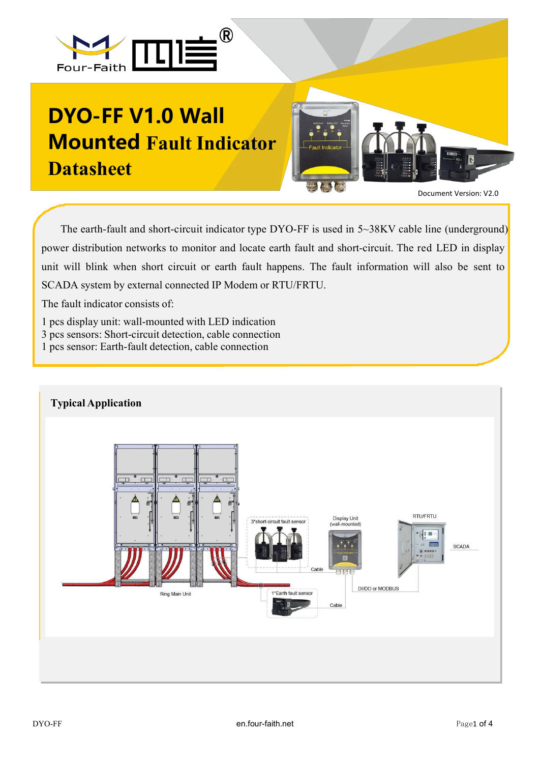# DYO-FF V1.0 Wall Mounted Fault Indicator Datasheet

Document Version: V2.0

The earth-fault and short-circuit indicator type DYO-FF is used in 5~38KV cable line (underground) power distribution networks to monitor and locate earth fault and short-circuit. The red LED in display unit will blink when short circuit or earth fault happens. The fault information will also be sent to SCADA system by external connected IP Modem or RTU/FRTU.

The fault indicator consists of:

1 pcs display unit: wall-mounted with LED indication
3 pcs sensors: Short-circuit detection, cable connection
1 pcs sensor: Earth-fault detection, cable connection

## Typical Application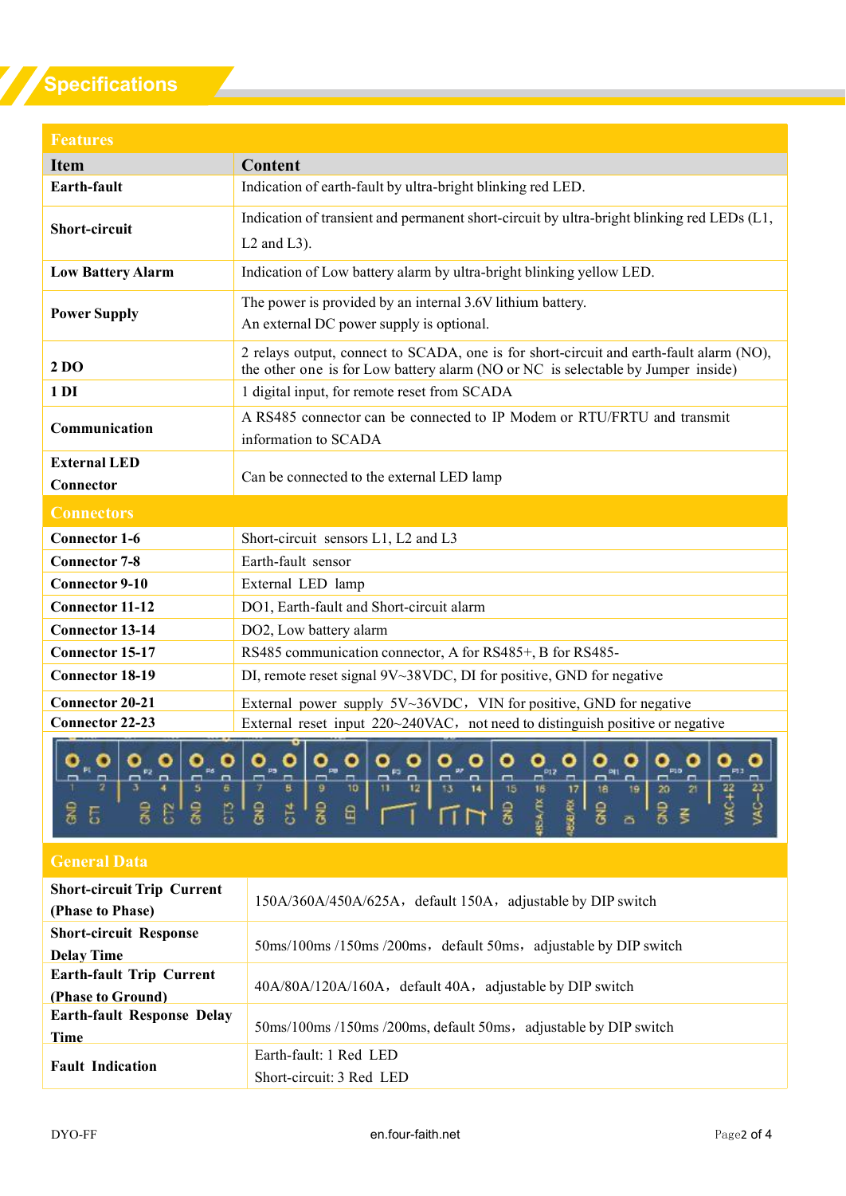## Specifications

| Features | |
|---|---|
| **Item** | **Content** |
| **Earth-fault** | Indication of earth-fault by ultra-bright blinking red LED. |
| **Short-circuit** | Indication of transient and permanent short-circuit by ultra-bright blinking red LEDs (L1, L2 and L3). |
| **Low Battery Alarm** | Indication of Low battery alarm by ultra-bright blinking yellow LED. |
| **Power Supply** | The power is provided by an internal 3.6V lithium battery.<br>An external DC power supply is optional. |
| **2 DO** | 2 relays output, connect to SCADA, one is for short-circuit and earth-fault alarm (NO), the other one is for Low battery alarm (NO or NC is selectable by Jumper inside) |
| **1 DI** | 1 digital input, for remote reset from SCADA |
| **Communication** | A RS485 connector can be connected to IP Modem or RTU/FRTU and transmit information to SCADA |
| **External LED Connector** | Can be connected to the external LED lamp |

| Connectors | |
|---|---|
| **Connector 1-6** | Short-circuit sensors L1, L2 and L3 |
| **Connector 7-8** | Earth-fault sensor |
| **Connector 9-10** | External LED lamp |
| **Connector 11-12** | DO1, Earth-fault and Short-circuit alarm |
| **Connector 13-14** | DO2, Low battery alarm |
| **Connector 15-17** | RS485 communication connector, A for RS485+, B for RS485- |
| **Connector 18-19** | DI, remote reset signal 9V~38VDC, DI for positive, GND for negative |
| **Connector 20-21** | External power supply 5V~36VDC，VIN for positive, GND for negative |
| **Connector 22-23** | External reset input 220~240VAC，not need to distinguish positive or negative |

| General Data | |
|---|---|
| **Short-circuit Trip Current (Phase to Phase)** | 150A/360A/450A/625A，default 150A，adjustable by DIP switch |
| **Short-circuit Response Delay Time** | 50ms/100ms /150ms /200ms，default 50ms，adjustable by DIP switch |
| **Earth-fault Trip Current (Phase to Ground)** | 40A/80A/120A/160A，default 40A，adjustable by DIP switch |
| **Earth-fault Response Delay Time** | 50ms/100ms /150ms /200ms, default 50ms，adjustable by DIP switch |
| **Fault Indication** | Earth-fault: 1 Red LED<br>Short-circuit: 3 Red LED |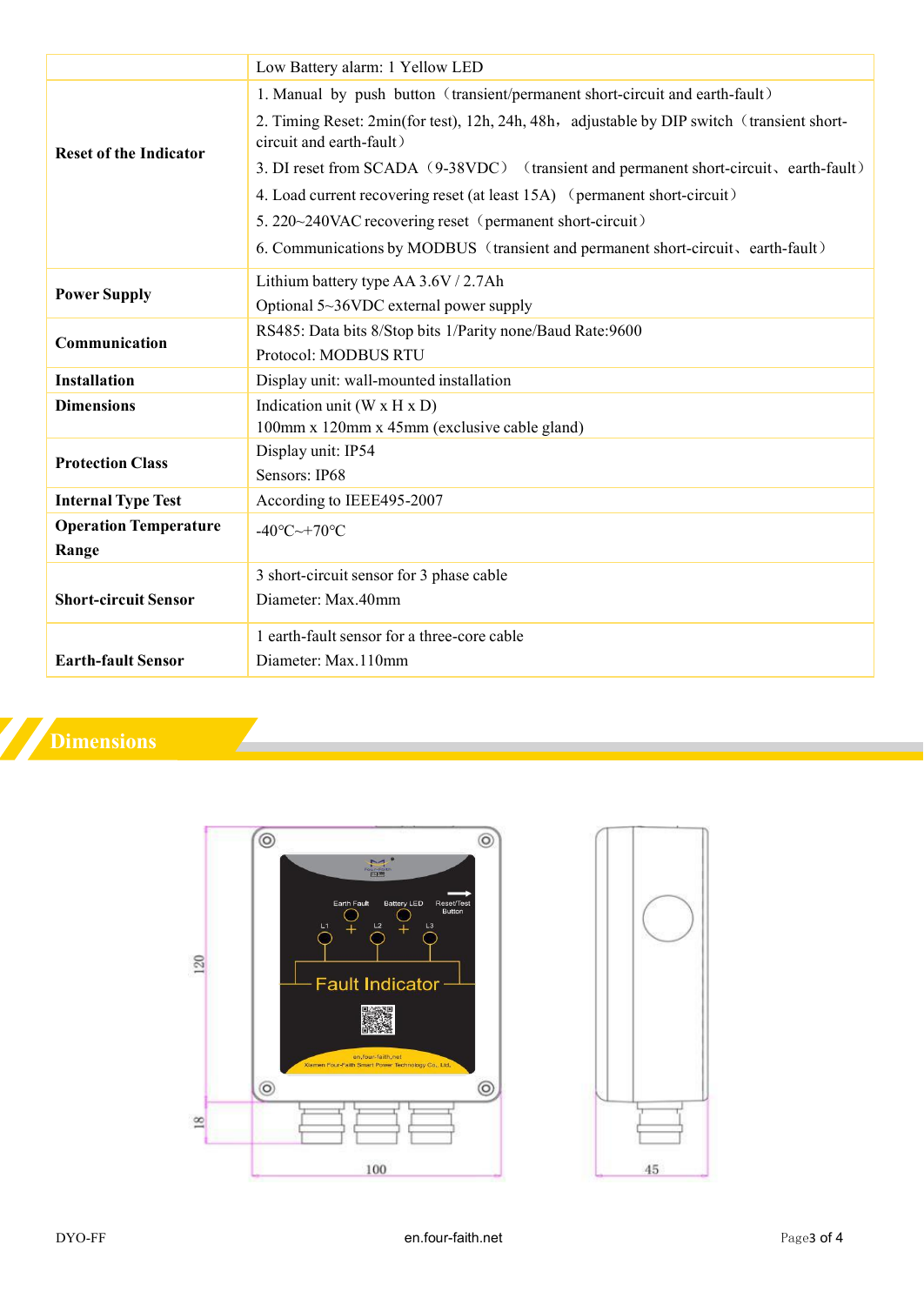| | |
|---|---|
| | Low Battery alarm: 1 Yellow LED |
| **Reset of the Indicator** | 1. Manual by push button（transient/permanent short-circuit and earth-fault）<br>2. Timing Reset: 2min(for test), 12h, 24h, 48h，adjustable by DIP switch（transient short-circuit and earth-fault）<br>3. DI reset from SCADA（9-38VDC）（transient and permanent short-circuit、earth-fault）<br>4. Load current recovering reset (at least 15A)（permanent short-circuit）<br>5. 220~240VAC recovering reset（permanent short-circuit）<br>6. Communications by MODBUS（transient and permanent short-circuit、earth-fault） |
| **Power Supply** | Lithium battery type AA 3.6V / 2.7Ah<br>Optional 5~36VDC external power supply |
| **Communication** | RS485: Data bits 8/Stop bits 1/Parity none/Baud Rate:9600<br>Protocol: MODBUS RTU |
| **Installation** | Display unit: wall-mounted installation |
| **Dimensions** | Indication unit (W x H x D)<br>100mm x 120mm x 45mm (exclusive cable gland) |
| **Protection Class** | Display unit: IP54<br>Sensors: IP68 |
| **Internal Type Test** | According to IEEE495-2007 |
| **Operation Temperature Range** | -40°C~+70°C |
| **Short-circuit Sensor** | 3 short-circuit sensor for 3 phase cable<br>Diameter: Max.40mm |
| **Earth-fault Sensor** | 1 earth-fault sensor for a three-core cable<br>Diameter: Max.110mm |

## Dimensions

120

18

100

45

Earth Fault Battery LED Reset/Test Button

L1 L2 L3

Fault Indicator

en.four-faith.net

Xiamen Four-Faith Smart Power Technology Co., Ltd.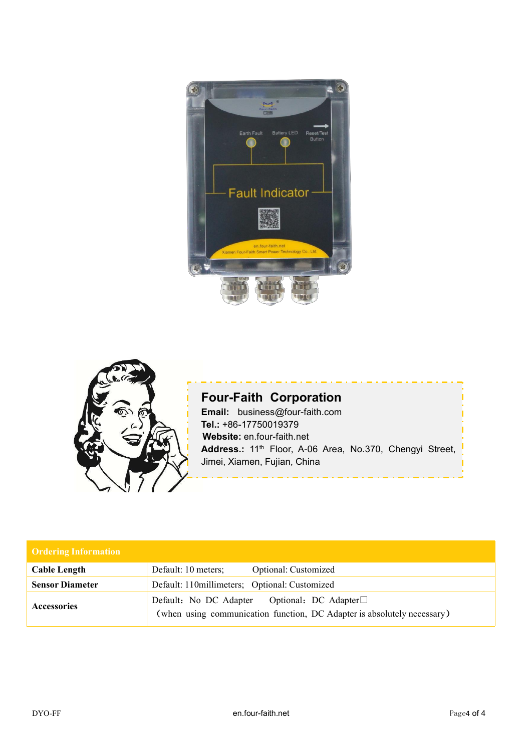**Four-Faith Corporation**

**Email:** business@four-faith.com

**Tel.:** +86-17750019379

**Website:** en.four-faith.net

**Address.:** 11th Floor, A-06 Area, No.370, Chengyi Street, Jimei, Xiamen, Fujian, China

| Ordering Information | |
|---|---|
| **Cable Length** | Default: 10 meters; Optional: Customized |
| **Sensor Diameter** | Default: 110millimeters; Optional: Customized |
| **Accessories** | Default：No DC Adapter Optional：DC Adapter☐ （when using communication function, DC Adapter is absolutely necessary） |